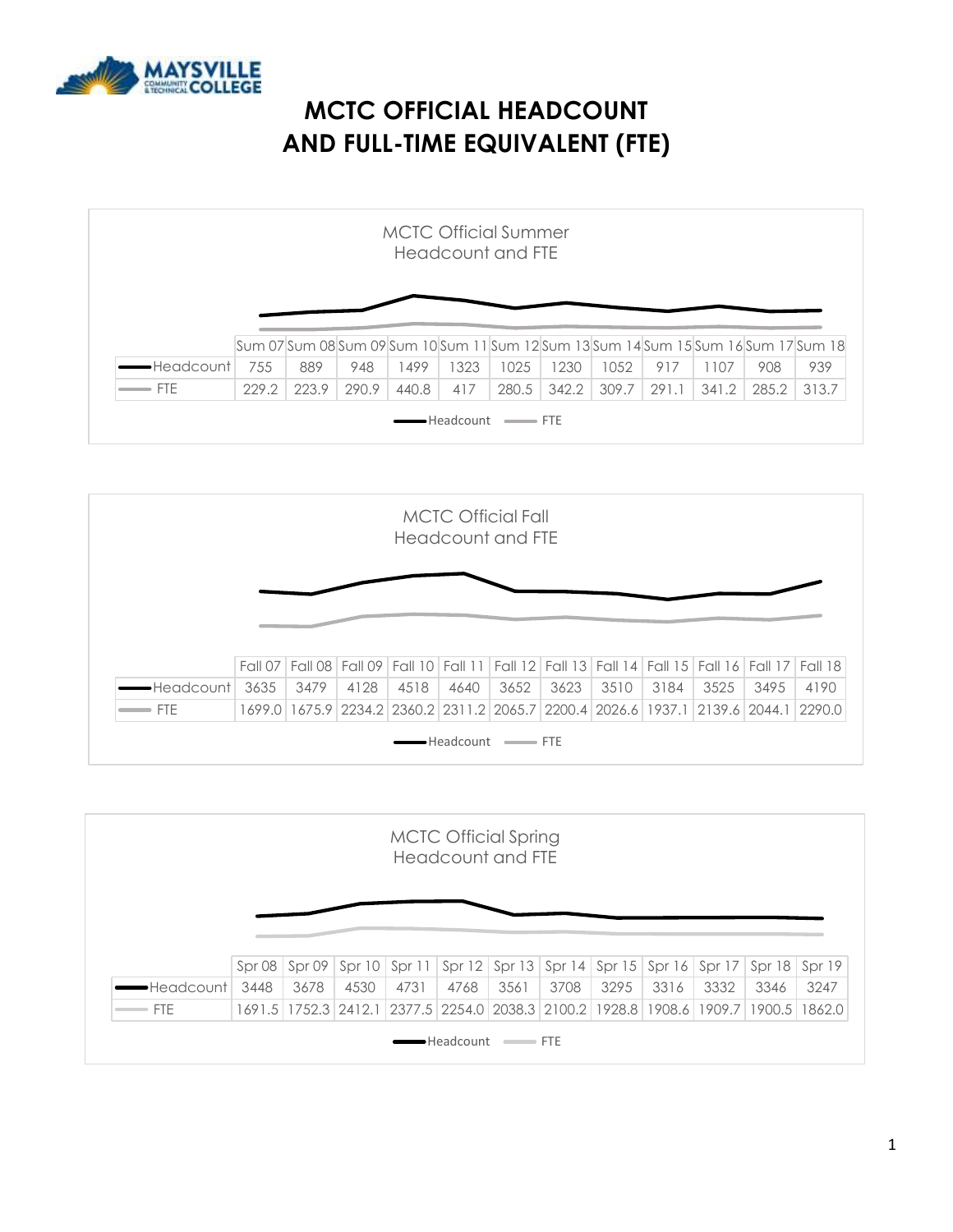# MCTC OFFICIAL HEADCOUNT AND FULL-TIME EQUIVALENT (FTE)

## MCTC Official Summer Headcount and FTE

| | Sum 07 | Sum 08 | Sum 09 | Sum 10 | Sum 11 | Sum 12 | Sum 13 | Sum 14 | Sum 15 | Sum 16 | Sum 17 | Sum 18 |
|---|---|---|---|---|---|---|---|---|---|---|---|---|
| Headcount | 755 | 889 | 948 | 1499 | 1323 | 1025 | 1230 | 1052 | 917 | 1107 | 908 | 939 |
| FTE | 229.2 | 223.9 | 290.9 | 440.8 | 417 | 280.5 | 342.2 | 309.7 | 291.1 | 341.2 | 285.2 | 313.7 |

## MCTC Official Fall Headcount and FTE

| | Fall 07 | Fall 08 | Fall 09 | Fall 10 | Fall 11 | Fall 12 | Fall 13 | Fall 14 | Fall 15 | Fall 16 | Fall 17 | Fall 18 |
|---|---|---|---|---|---|---|---|---|---|---|---|---|
| Headcount | 3635 | 3479 | 4128 | 4518 | 4640 | 3652 | 3623 | 3510 | 3184 | 3525 | 3495 | 4190 |
| FTE | 1699.0 | 1675.9 | 2234.2 | 2360.2 | 2311.2 | 2065.7 | 2200.4 | 2026.6 | 1937.1 | 2139.6 | 2044.1 | 2290.0 |

## MCTC Official Spring Headcount and FTE

| | Spr 08 | Spr 09 | Spr 10 | Spr 11 | Spr 12 | Spr 13 | Spr 14 | Spr 15 | Spr 16 | Spr 17 | Spr 18 | Spr 19 |
|---|---|---|---|---|---|---|---|---|---|---|---|---|
| Headcount | 3448 | 3678 | 4530 | 4731 | 4768 | 3561 | 3708 | 3295 | 3316 | 3332 | 3346 | 3247 |
| FTE | 1691.5 | 1752.3 | 2412.1 | 2377.5 | 2254.0 | 2038.3 | 2100.2 | 1928.8 | 1908.6 | 1909.7 | 1900.5 | 1862.0 |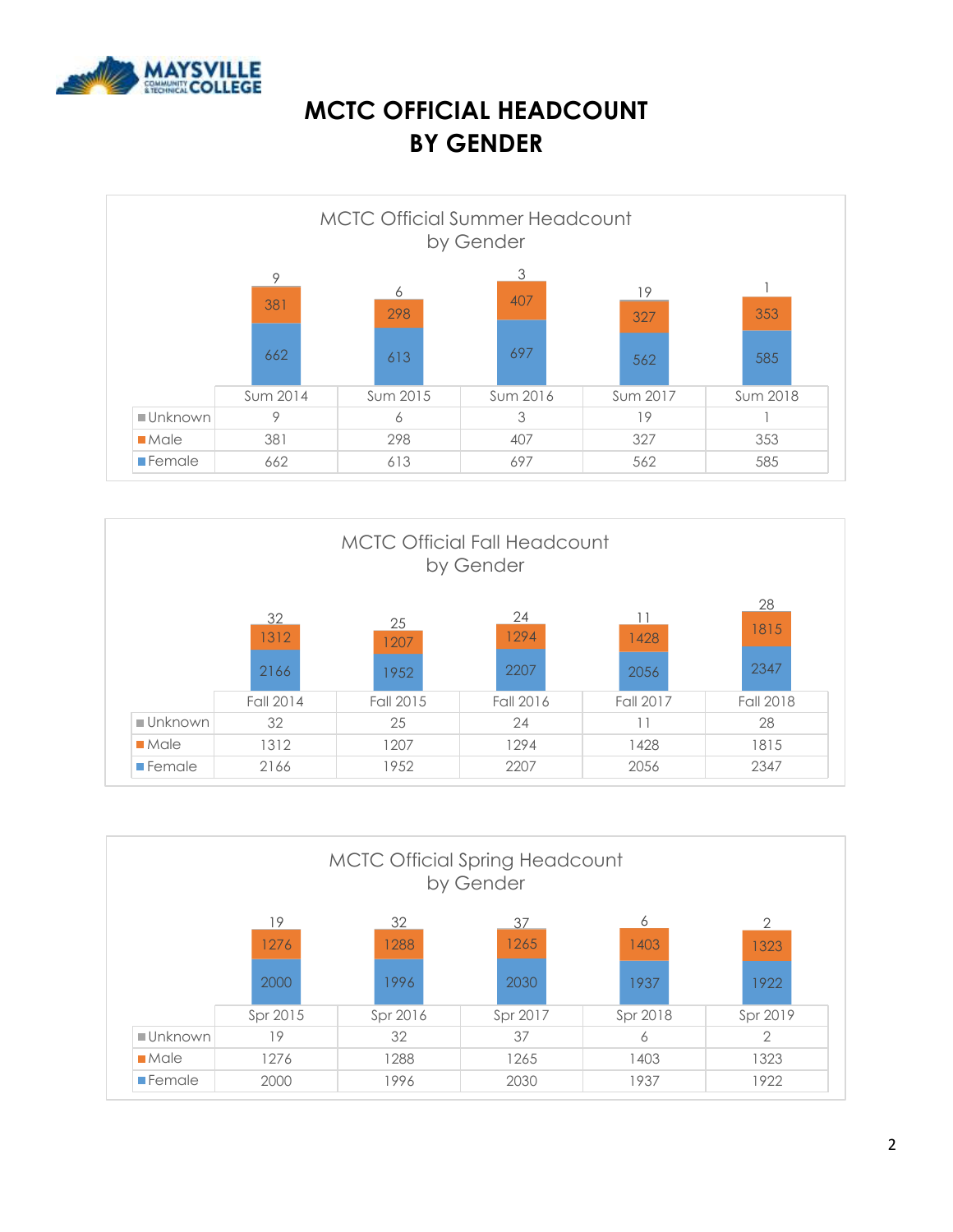# MCTC OFFICIAL HEADCOUNT BY GENDER

## MCTC Official Summer Headcount by Gender

| | Sum 2014 | Sum 2015 | Sum 2016 | Sum 2017 | Sum 2018 |
|---|---|---|---|---|---|
| Unknown | 9 | 6 | 3 | 19 | 1 |
| Male | 381 | 298 | 407 | 327 | 353 |
| Female | 662 | 613 | 697 | 562 | 585 |

## MCTC Official Fall Headcount by Gender

| | Fall 2014 | Fall 2015 | Fall 2016 | Fall 2017 | Fall 2018 |
|---|---|---|---|---|---|
| Unknown | 32 | 25 | 24 | 11 | 28 |
| Male | 1312 | 1207 | 1294 | 1428 | 1815 |
| Female | 2166 | 1952 | 2207 | 2056 | 2347 |

## MCTC Official Spring Headcount by Gender

| | Spr 2015 | Spr 2016 | Spr 2017 | Spr 2018 | Spr 2019 |
|---|---|---|---|---|---|
| Unknown | 19 | 32 | 37 | 6 | 2 |
| Male | 1276 | 1288 | 1265 | 1403 | 1323 |
| Female | 2000 | 1996 | 2030 | 1937 | 1922 |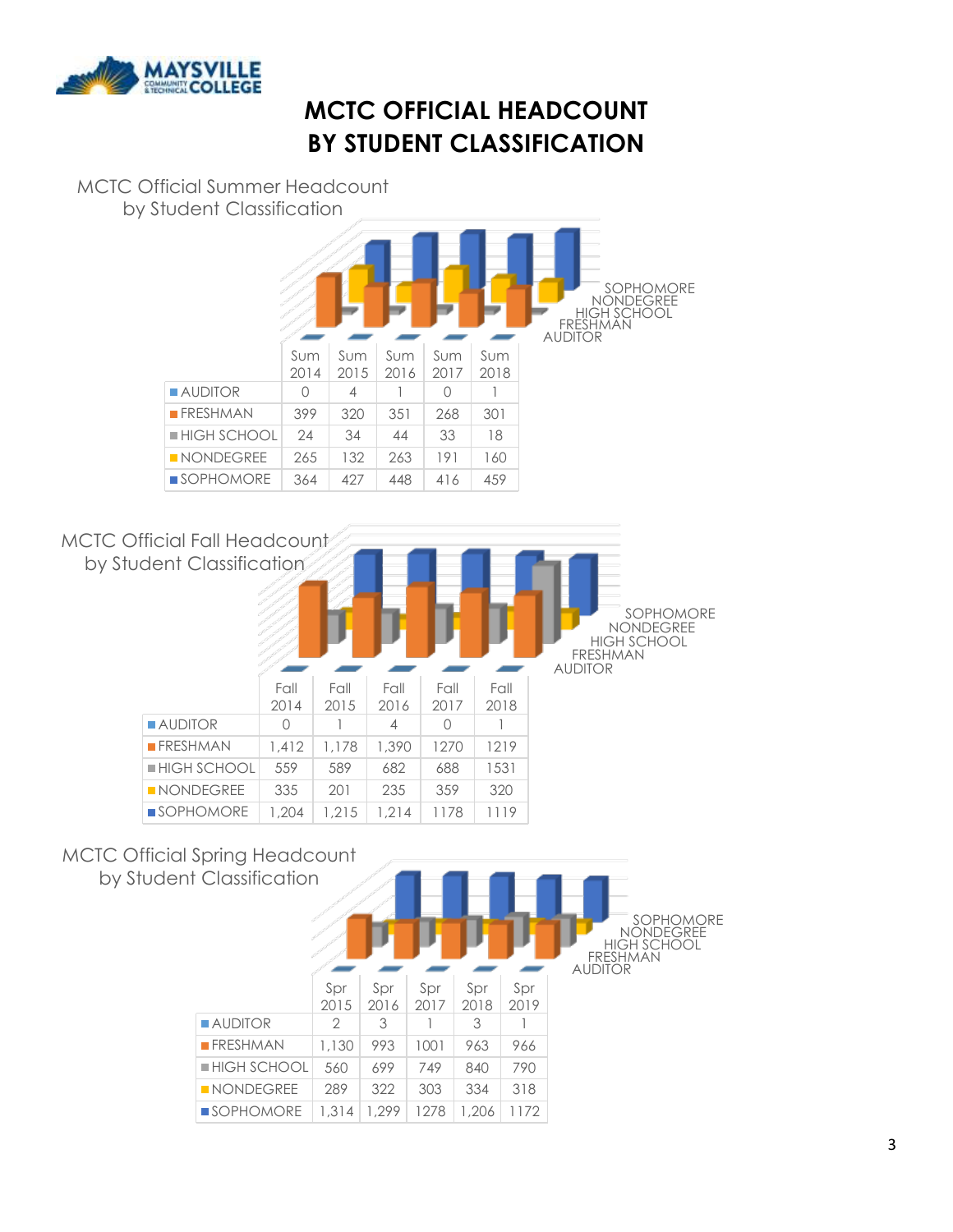# MCTC OFFICIAL HEADCOUNT BY STUDENT CLASSIFICATION

## MCTC Official Summer Headcount by Student Classification

| | Sum 2014 | Sum 2015 | Sum 2016 | Sum 2017 | Sum 2018 |
|---|---|---|---|---|---|
| AUDITOR | 0 | 4 | 1 | 0 | 1 |
| FRESHMAN | 399 | 320 | 351 | 268 | 301 |
| HIGH SCHOOL | 24 | 34 | 44 | 33 | 18 |
| NONDEGREE | 265 | 132 | 263 | 191 | 160 |
| SOPHOMORE | 364 | 427 | 448 | 416 | 459 |

## MCTC Official Fall Headcount by Student Classification

| | Fall 2014 | Fall 2015 | Fall 2016 | Fall 2017 | Fall 2018 |
|---|---|---|---|---|---|
| AUDITOR | 0 | 1 | 4 | 0 | 1 |
| FRESHMAN | 1,412 | 1,178 | 1,390 | 1270 | 1219 |
| HIGH SCHOOL | 559 | 589 | 682 | 688 | 1531 |
| NONDEGREE | 335 | 201 | 235 | 359 | 320 |
| SOPHOMORE | 1,204 | 1,215 | 1,214 | 1178 | 1119 |

## MCTC Official Spring Headcount by Student Classification

| | Spr 2015 | Spr 2016 | Spr 2017 | Spr 2018 | Spr 2019 |
|---|---|---|---|---|---|
| AUDITOR | 2 | 3 | 1 | 3 | 1 |
| FRESHMAN | 1,130 | 993 | 1001 | 963 | 966 |
| HIGH SCHOOL | 560 | 699 | 749 | 840 | 790 |
| NONDEGREE | 289 | 322 | 303 | 334 | 318 |
| SOPHOMORE | 1,314 | 1,299 | 1278 | 1,206 | 1172 |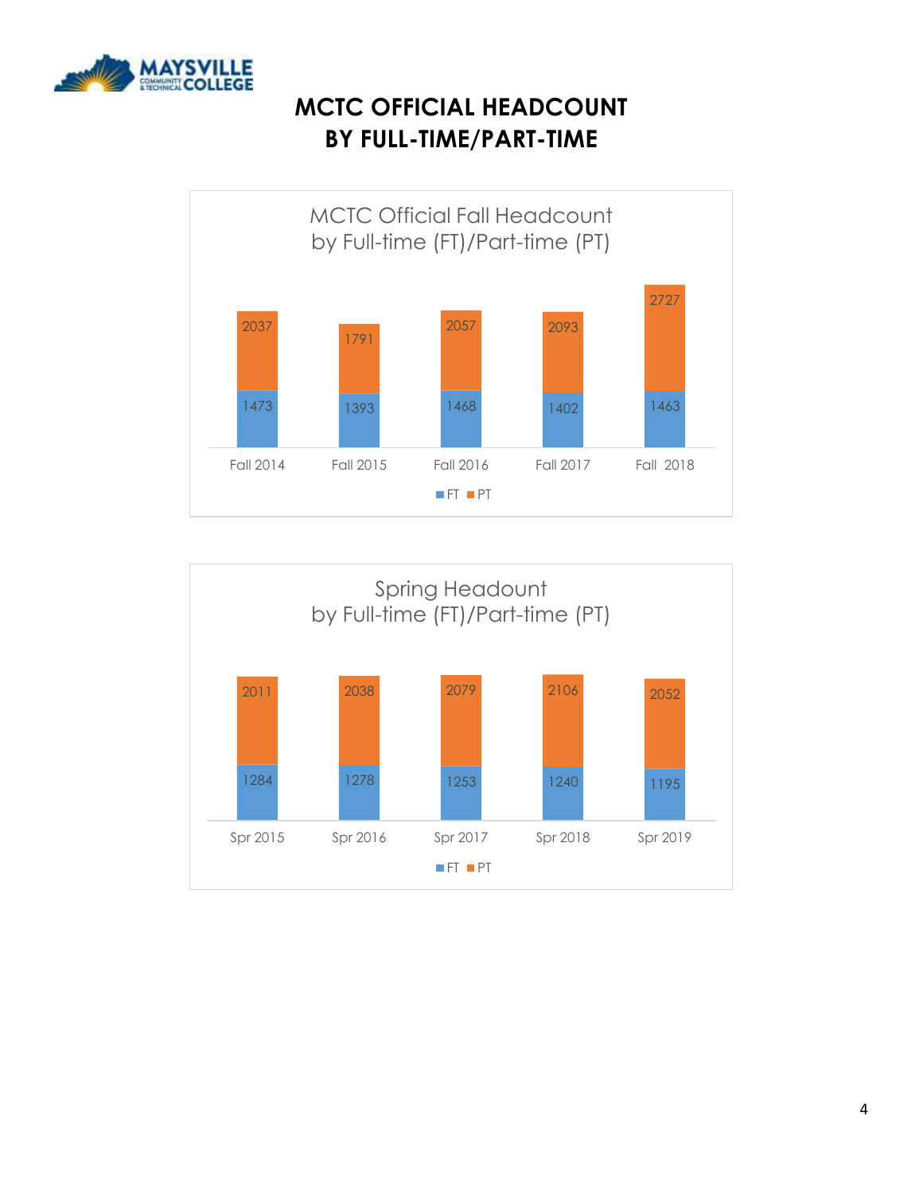# MCTC OFFICIAL HEADCOUNT BY FULL-TIME/PART-TIME

**MCTC Official Fall Headcount by Full-time (FT)/Part-time (PT)**

| | Fall 2014 | Fall 2015 | Fall 2016 | Fall 2017 | Fall 2018 |
|---|---|---|---|---|---|
| FT | 1473 | 1393 | 1468 | 1402 | 1463 |
| PT | 2037 | 1791 | 2057 | 2093 | 2727 |

**Spring Headount by Full-time (FT)/Part-time (PT)**

| | Spr 2015 | Spr 2016 | Spr 2017 | Spr 2018 | Spr 2019 |
|---|---|---|---|---|---|
| FT | 1284 | 1278 | 1253 | 1240 | 1195 |
| PT | 2011 | 2038 | 2079 | 2106 | 2052 |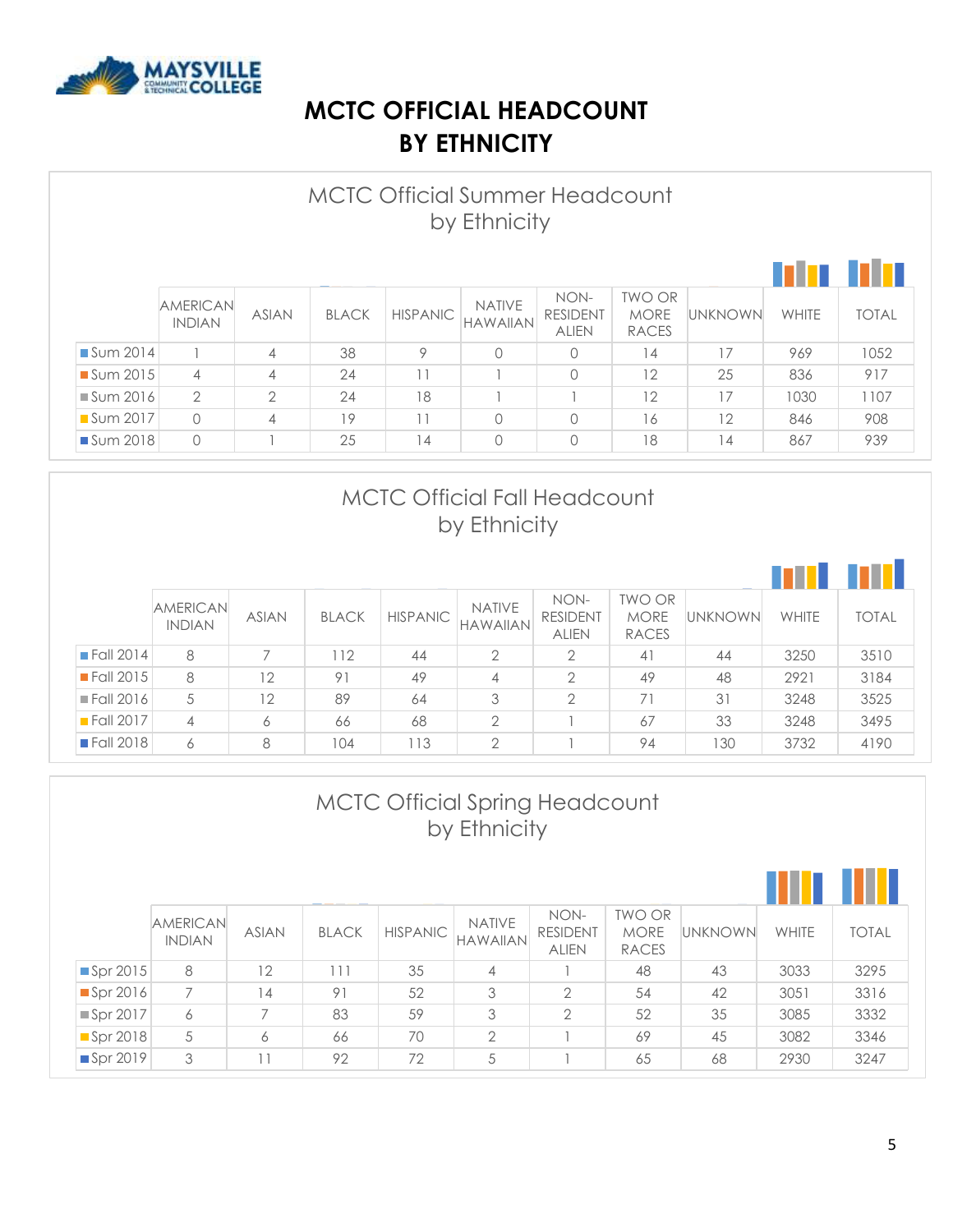# MCTC OFFICIAL HEADCOUNT BY ETHNICITY

## MCTC Official Summer Headcount by Ethnicity

| | AMERICAN INDIAN | ASIAN | BLACK | HISPANIC | NATIVE HAWAIIAN | NON-RESIDENT ALIEN | TWO OR MORE RACES | UNKNOWN | WHITE | TOTAL |
|---|---|---|---|---|---|---|---|---|---|---|
| Sum 2014 | 1 | 4 | 38 | 9 | 0 | 0 | 14 | 17 | 969 | 1052 |
| Sum 2015 | 4 | 4 | 24 | 11 | 1 | 0 | 12 | 25 | 836 | 917 |
| Sum 2016 | 2 | 2 | 24 | 18 | 1 | 1 | 12 | 17 | 1030 | 1107 |
| Sum 2017 | 0 | 4 | 19 | 11 | 0 | 0 | 16 | 12 | 846 | 908 |
| Sum 2018 | 0 | 1 | 25 | 14 | 0 | 0 | 18 | 14 | 867 | 939 |

## MCTC Official Fall Headcount by Ethnicity

| | AMERICAN INDIAN | ASIAN | BLACK | HISPANIC | NATIVE HAWAIIAN | NON-RESIDENT ALIEN | TWO OR MORE RACES | UNKNOWN | WHITE | TOTAL |
|---|---|---|---|---|---|---|---|---|---|---|
| Fall 2014 | 8 | 7 | 112 | 44 | 2 | 2 | 41 | 44 | 3250 | 3510 |
| Fall 2015 | 8 | 12 | 91 | 49 | 4 | 2 | 49 | 48 | 2921 | 3184 |
| Fall 2016 | 5 | 12 | 89 | 64 | 3 | 2 | 71 | 31 | 3248 | 3525 |
| Fall 2017 | 4 | 6 | 66 | 68 | 2 | 1 | 67 | 33 | 3248 | 3495 |
| Fall 2018 | 6 | 8 | 104 | 113 | 2 | 1 | 94 | 130 | 3732 | 4190 |

## MCTC Official Spring Headcount by Ethnicity

| | AMERICAN INDIAN | ASIAN | BLACK | HISPANIC | NATIVE HAWAIIAN | NON-RESIDENT ALIEN | TWO OR MORE RACES | UNKNOWN | WHITE | TOTAL |
|---|---|---|---|---|---|---|---|---|---|---|
| Spr 2015 | 8 | 12 | 111 | 35 | 4 | 1 | 48 | 43 | 3033 | 3295 |
| Spr 2016 | 7 | 14 | 91 | 52 | 3 | 2 | 54 | 42 | 3051 | 3316 |
| Spr 2017 | 6 | 7 | 83 | 59 | 3 | 2 | 52 | 35 | 3085 | 3332 |
| Spr 2018 | 5 | 6 | 66 | 70 | 2 | 1 | 69 | 45 | 3082 | 3346 |
| Spr 2019 | 3 | 11 | 92 | 72 | 5 | 1 | 65 | 68 | 2930 | 3247 |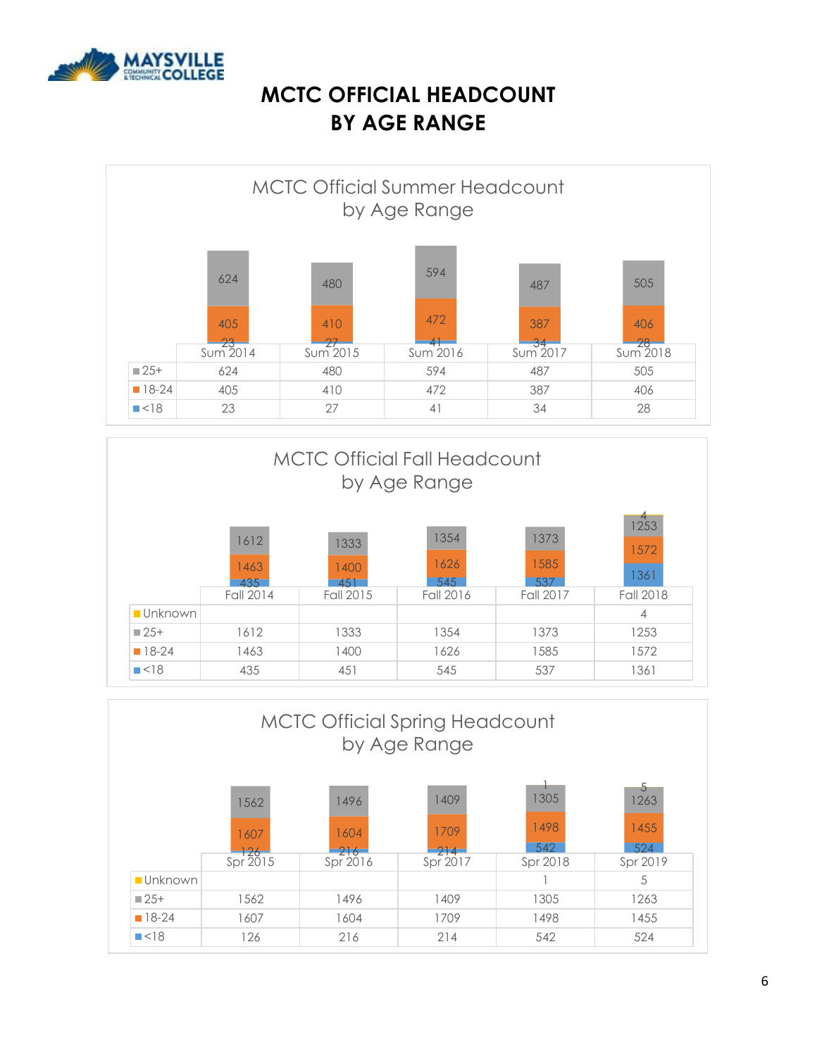# MCTC OFFICIAL HEADCOUNT BY AGE RANGE

## MCTC Official Summer Headcount by Age Range

| | Sum 2014 | Sum 2015 | Sum 2016 | Sum 2017 | Sum 2018 |
|---|---|---|---|---|---|
| 25+ | 624 | 480 | 594 | 487 | 505 |
| 18-24 | 405 | 410 | 472 | 387 | 406 |
| <18 | 23 | 27 | 41 | 34 | 28 |

## MCTC Official Fall Headcount by Age Range

| | Fall 2014 | Fall 2015 | Fall 2016 | Fall 2017 | Fall 2018 |
|---|---|---|---|---|---|
| Unknown | | | | | 4 |
| 25+ | 1612 | 1333 | 1354 | 1373 | 1253 |
| 18-24 | 1463 | 1400 | 1626 | 1585 | 1572 |
| <18 | 435 | 451 | 545 | 537 | 1361 |

## MCTC Official Spring Headcount by Age Range

| | Spr 2015 | Spr 2016 | Spr 2017 | Spr 2018 | Spr 2019 |
|---|---|---|---|---|---|
| Unknown | | | | 1 | 5 |
| 25+ | 1562 | 1496 | 1409 | 1305 | 1263 |
| 18-24 | 1607 | 1604 | 1709 | 1498 | 1455 |
| <18 | 126 | 216 | 214 | 542 | 524 |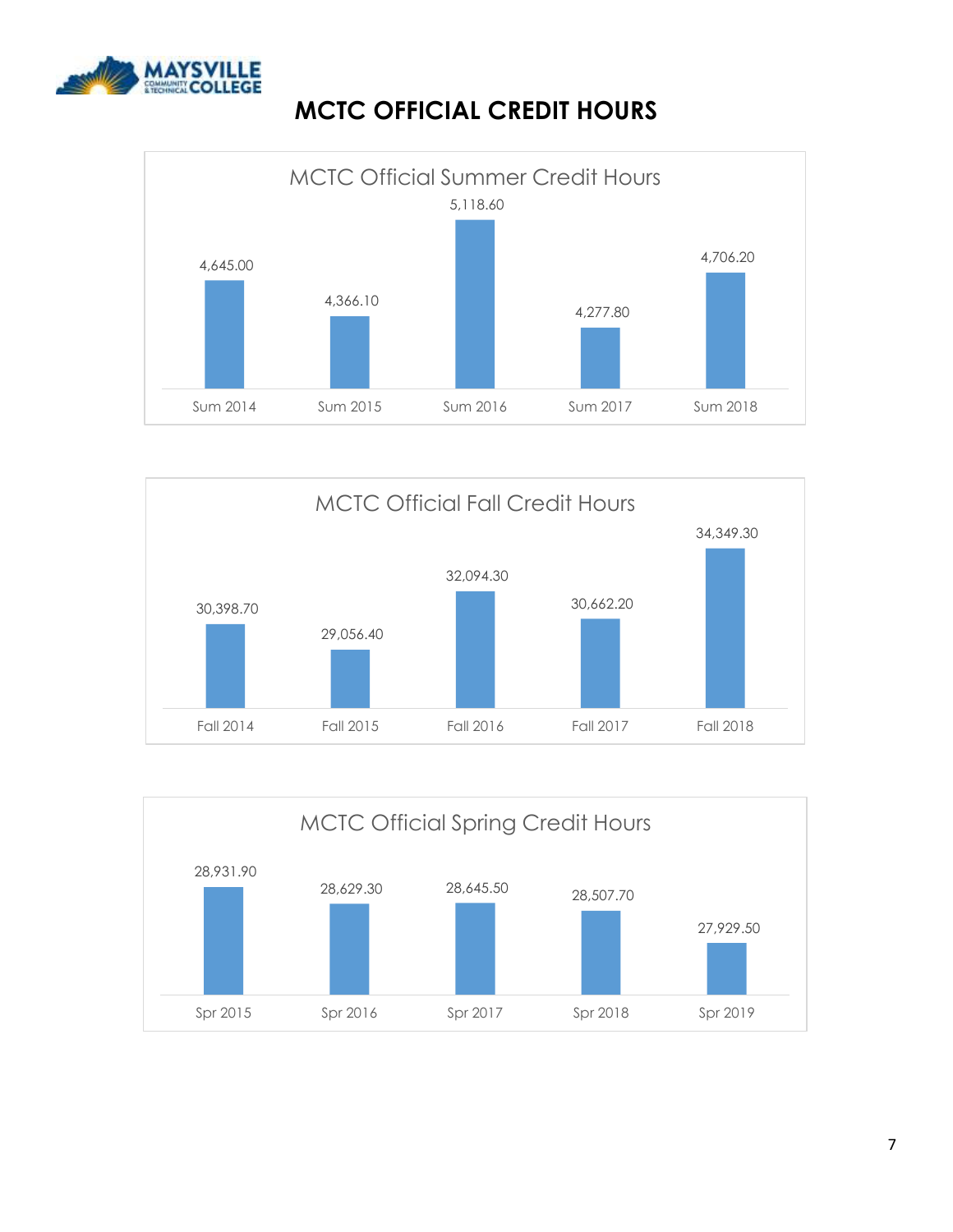# MCTC OFFICIAL CREDIT HOURS

## MCTC Official Summer Credit Hours

| Sum 2014 | Sum 2015 | Sum 2016 | Sum 2017 | Sum 2018 |
|---|---|---|---|---|
| 4,645.00 | 4,366.10 | 5,118.60 | 4,277.80 | 4,706.20 |

## MCTC Official Fall Credit Hours

| Fall 2014 | Fall 2015 | Fall 2016 | Fall 2017 | Fall 2018 |
|---|---|---|---|---|
| 30,398.70 | 29,056.40 | 32,094.30 | 30,662.20 | 34,349.30 |

## MCTC Official Spring Credit Hours

| Spr 2015 | Spr 2016 | Spr 2017 | Spr 2018 | Spr 2019 |
|---|---|---|---|---|
| 28,931.90 | 28,629.30 | 28,645.50 | 28,507.70 | 27,929.50 |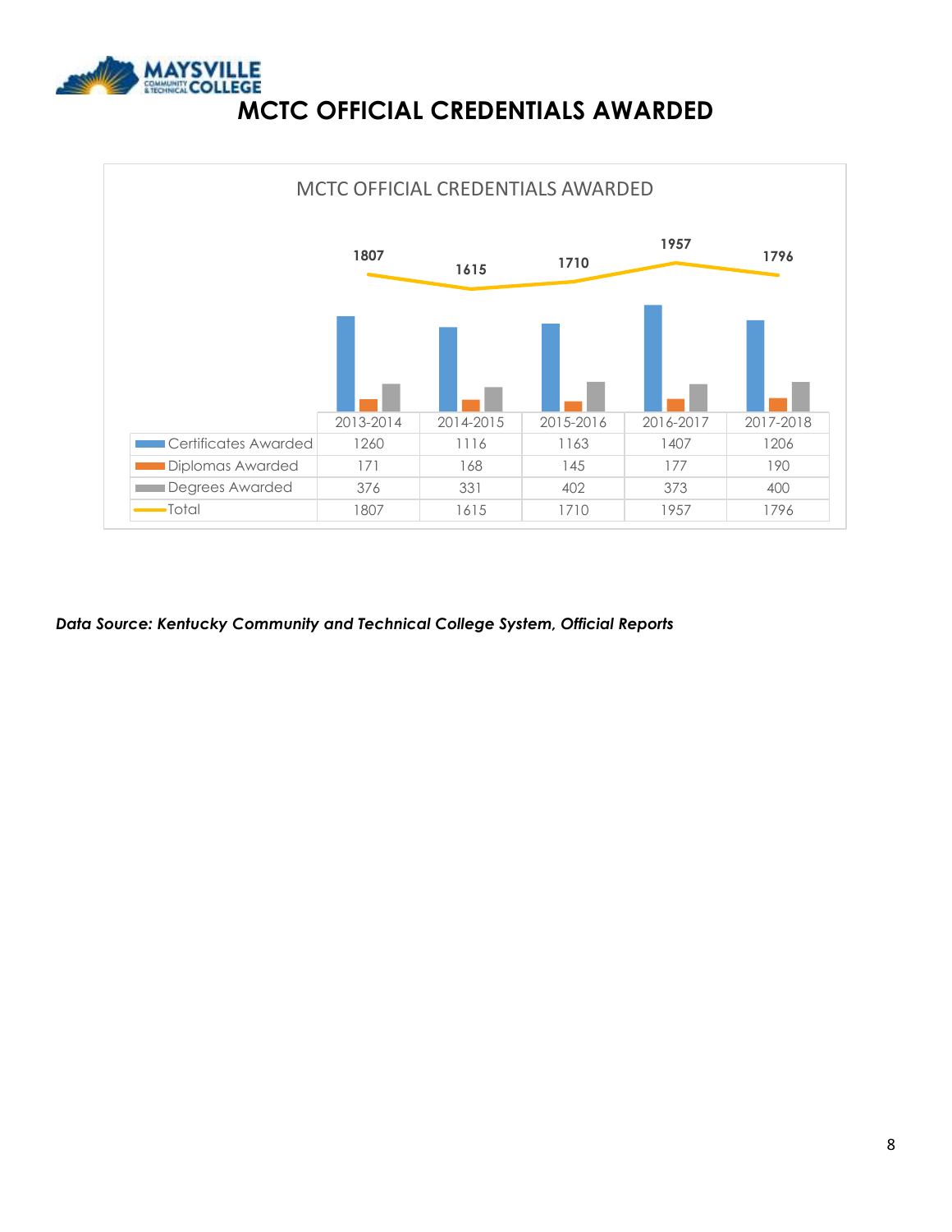# MCTC OFFICIAL CREDENTIALS AWARDED

MCTC OFFICIAL CREDENTIALS AWARDED

1807
1615
1710
1957
1796

| | 2013-2014 | 2014-2015 | 2015-2016 | 2016-2017 | 2017-2018 |
|---|---|---|---|---|---|
| Certificates Awarded | 1260 | 1116 | 1163 | 1407 | 1206 |
| Diplomas Awarded | 171 | 168 | 145 | 177 | 190 |
| Degrees Awarded | 376 | 331 | 402 | 373 | 400 |
| Total | 1807 | 1615 | 1710 | 1957 | 1796 |

***Data Source: Kentucky Community and Technical College System, Official Reports***